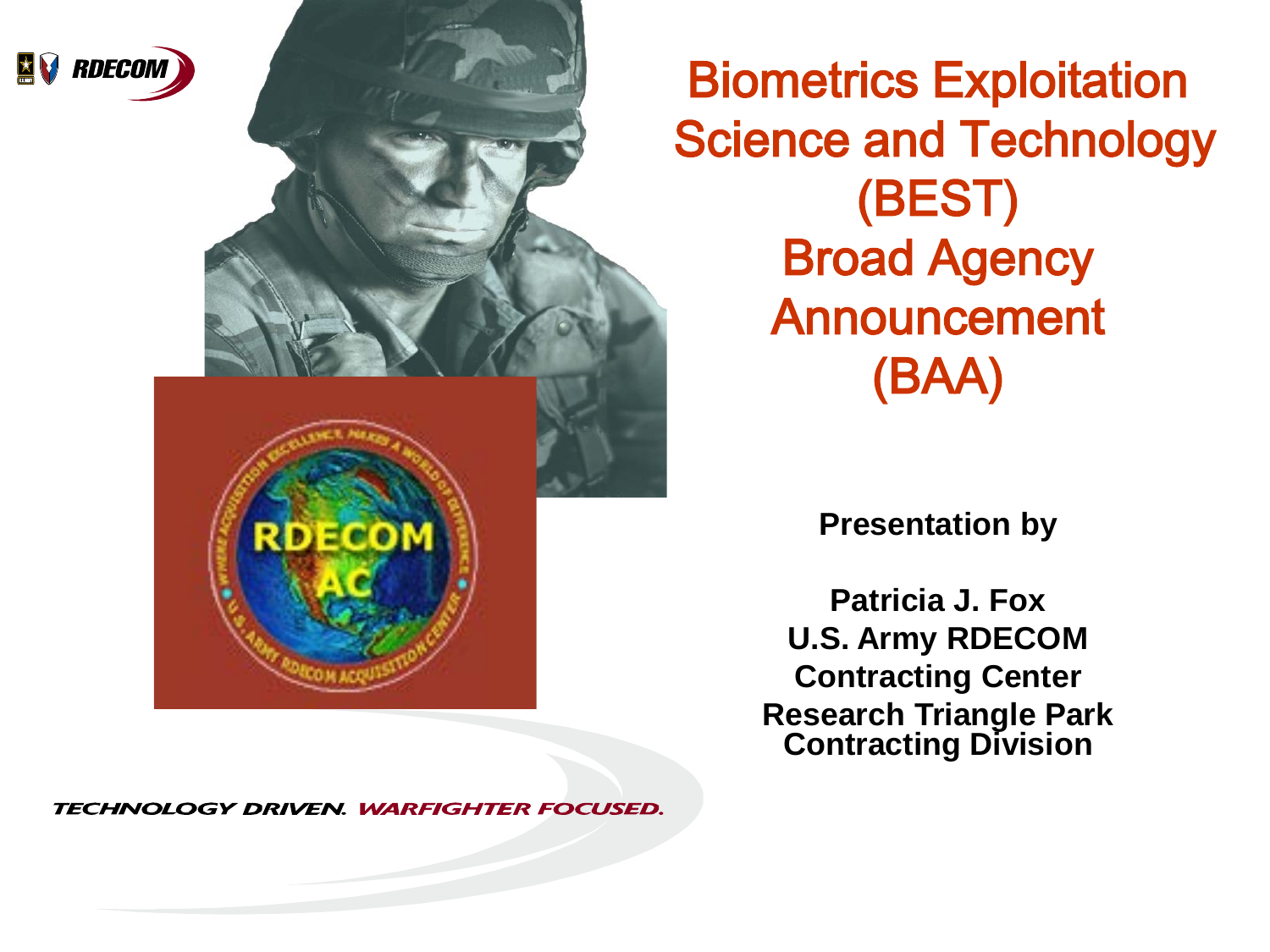# Biometrics Exploitation Science and Technology (BEST) Broad Agency Announcement (BAA)

**Presentation by**

**Patricia J. Fox**
**U.S. Army RDECOM**
**Contracting Center**
**Research Triangle Park**
**Contracting Division**

*TECHNOLOGY DRIVEN. WARFIGHTER FOCUSED.*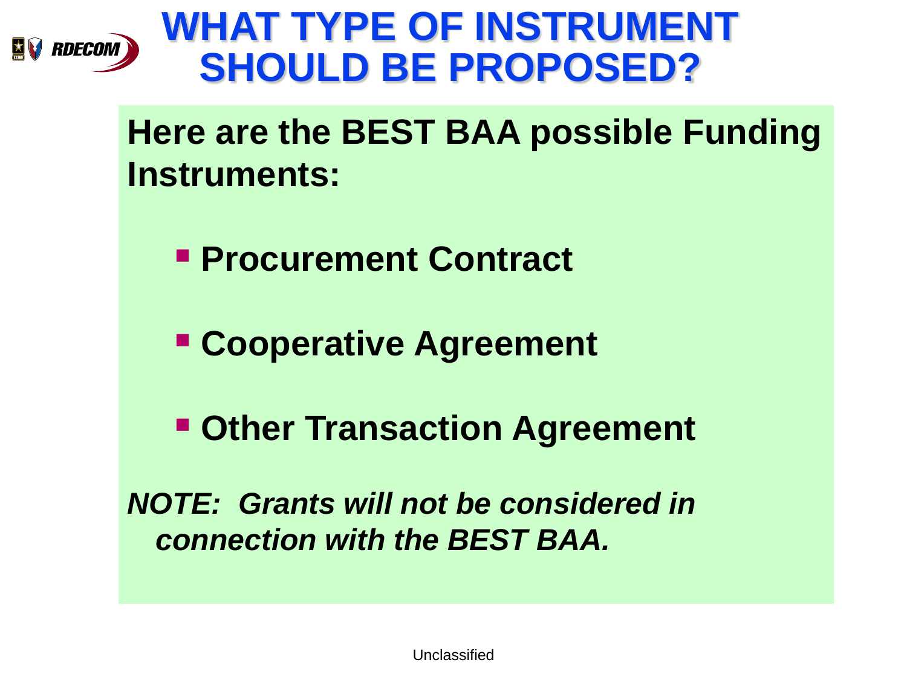# WHAT TYPE OF INSTRUMENT SHOULD BE PROPOSED?

**Here are the BEST BAA possible Funding Instruments:**

- **Procurement Contract**
- **Cooperative Agreement**
- **Other Transaction Agreement**

***NOTE: Grants will not be considered in connection with the BEST BAA.***

Unclassified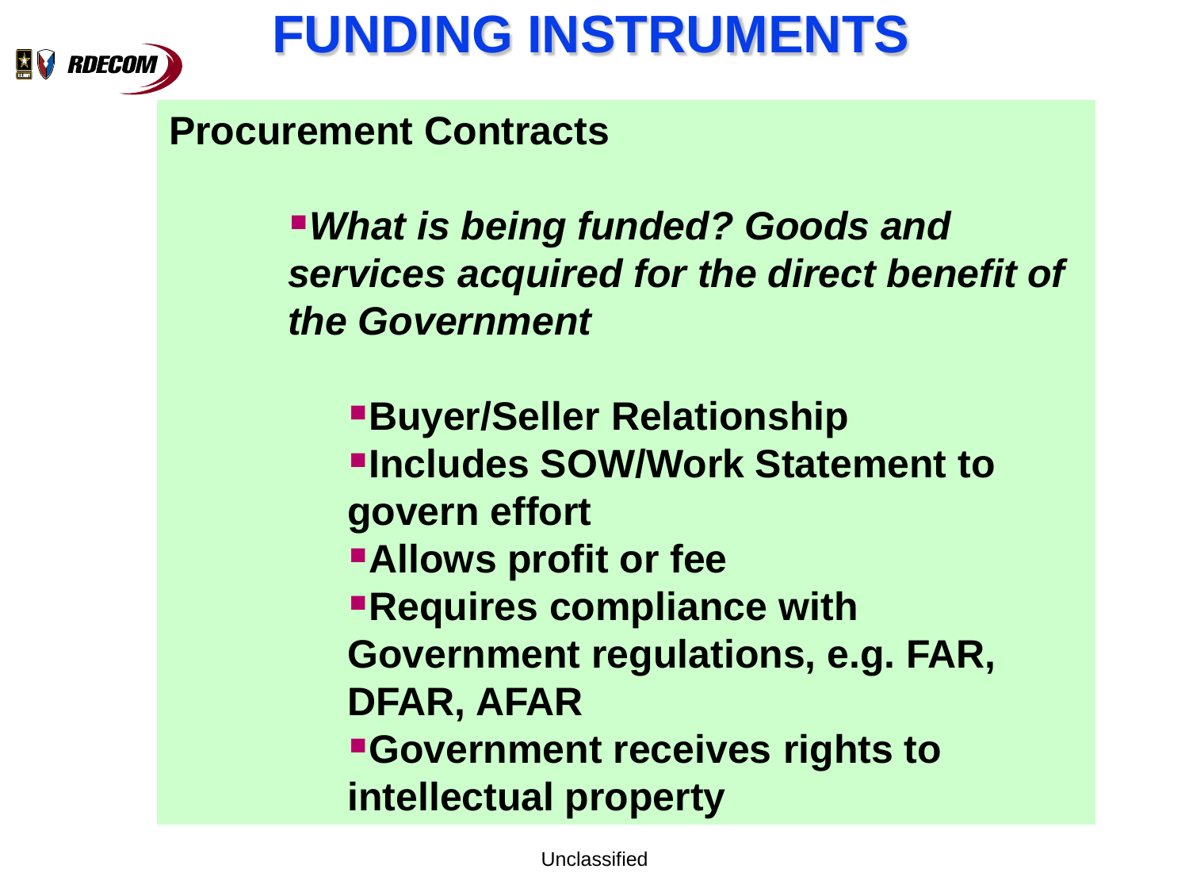# FUNDING INSTRUMENTS

**Procurement Contracts**

- ***What is being funded? Goods and services acquired for the direct benefit of the Government***
  - **Buyer/Seller Relationship**
  - **Includes SOW/Work Statement to govern effort**
  - **Allows profit or fee**
  - **Requires compliance with Government regulations, e.g. FAR, DFAR, AFAR**
  - **Government receives rights to intellectual property**

Unclassified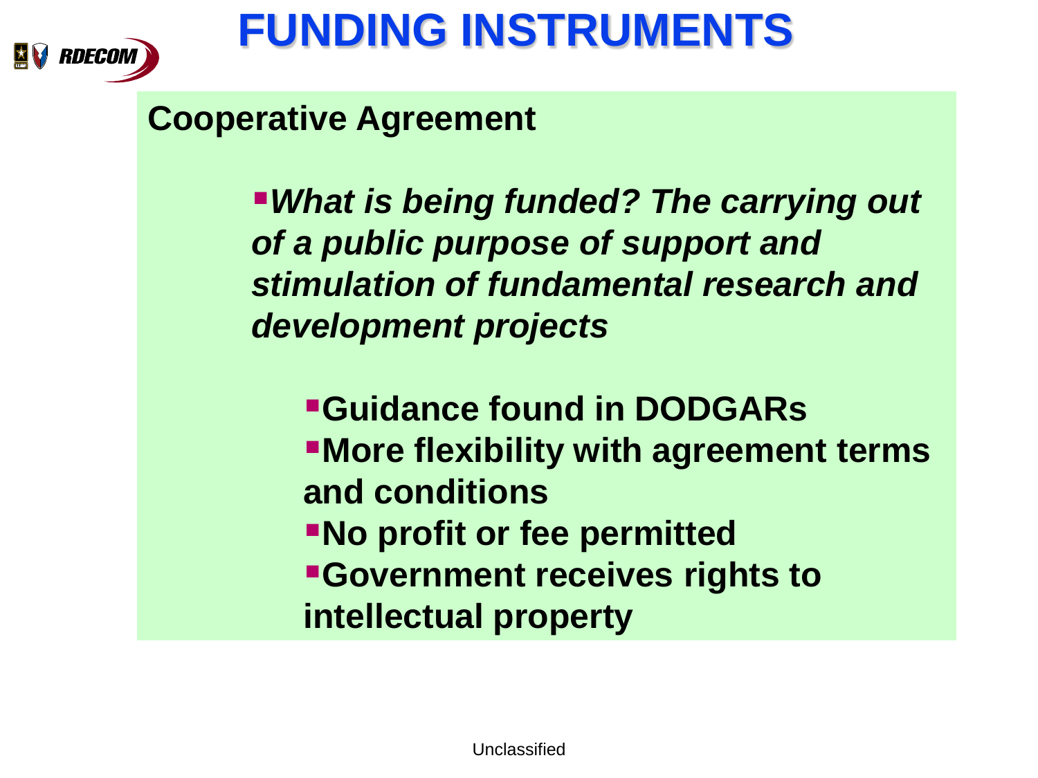# FUNDING INSTRUMENTS

## Cooperative Agreement

- ***What is being funded? The carrying out of a public purpose of support and stimulation of fundamental research and development projects***
  - **Guidance found in DODGARs**
  - **More flexibility with agreement terms and conditions**
  - **No profit or fee permitted**
  - **Government receives rights to intellectual property**

Unclassified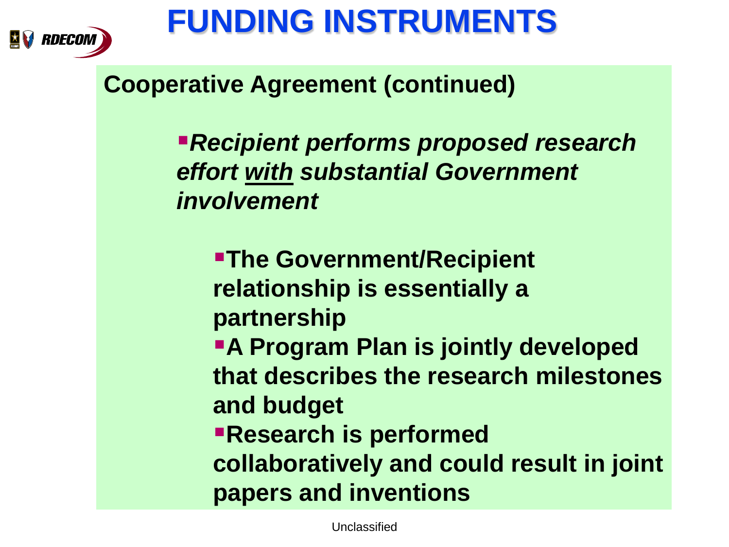# FUNDING INSTRUMENTS

**Cooperative Agreement (continued)**

- ***Recipient performs proposed research effort <u>with</u> substantial Government involvement***
  - **The Government/Recipient relationship is essentially a partnership**
  - **A Program Plan is jointly developed that describes the research milestones and budget**
  - **Research is performed collaboratively and could result in joint papers and inventions**

Unclassified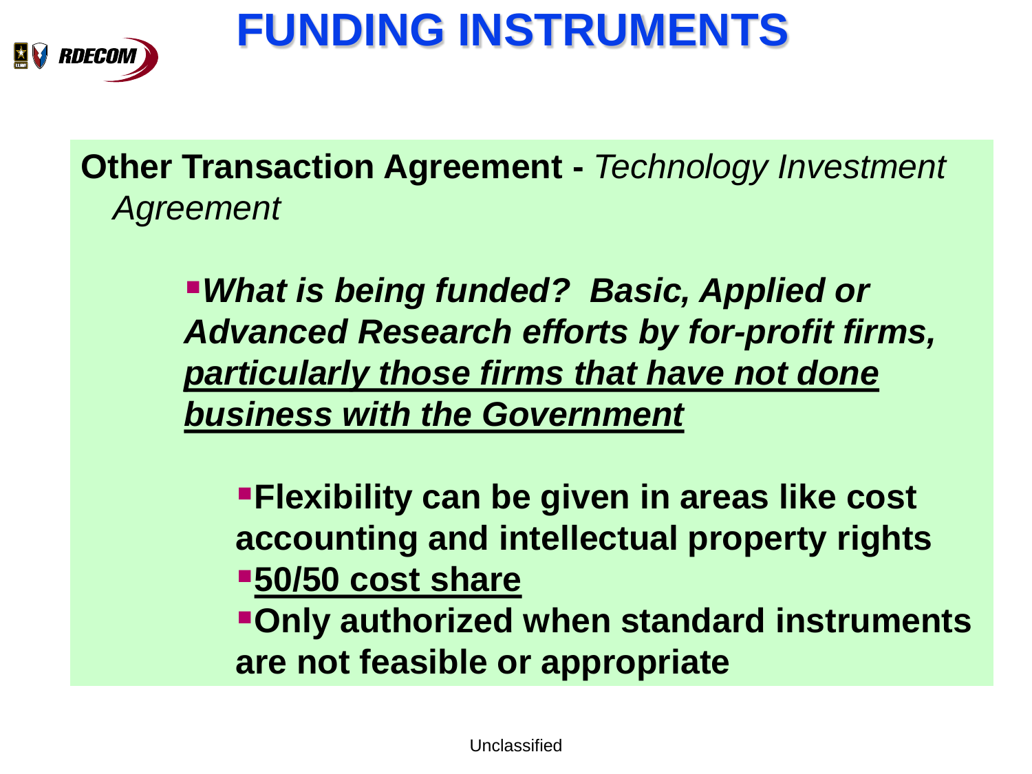# FUNDING INSTRUMENTS

**Other Transaction Agreement -** *Technology Investment Agreement*

- ***What is being funded? Basic, Applied or Advanced Research efforts by for-profit firms, <u>particularly those firms that have not done business with the Government</u>***
  - **Flexibility can be given in areas like cost accounting and intellectual property rights**
  - **<u>50/50 cost share</u>**
  - **Only authorized when standard instruments are not feasible or appropriate**

Unclassified